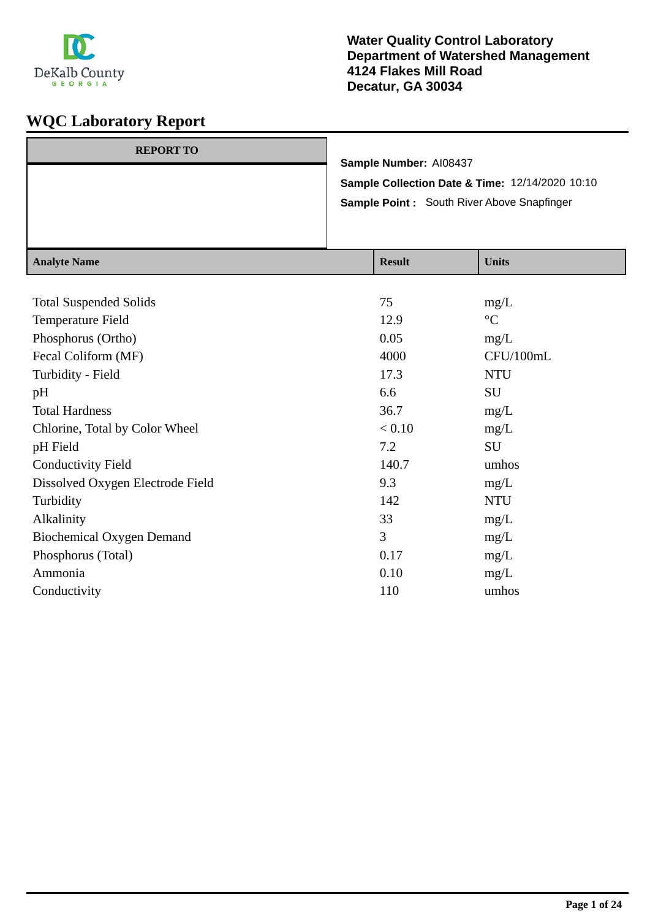DeKalb County GEORGIA

**Water Quality Control Laboratory**
**Department of Watershed Management**
**4124 Flakes Mill Road**
**Decatur, GA 30034**

# WQC Laboratory Report

| REPORT TO |
|---|
| |

**Sample Number:** AI08437

**Sample Collection Date & Time:** 12/14/2020 10:10

**Sample Point :** South River Above Snapfinger

| Analyte Name | Result | Units |
|---|---|---|
| Total Suspended Solids | 75 | mg/L |
| Temperature Field | 12.9 | °C |
| Phosphorus (Ortho) | 0.05 | mg/L |
| Fecal Coliform (MF) | 4000 | CFU/100mL |
| Turbidity - Field | 17.3 | NTU |
| pH | 6.6 | SU |
| Total Hardness | 36.7 | mg/L |
| Chlorine, Total by Color Wheel | < 0.10 | mg/L |
| pH Field | 7.2 | SU |
| Conductivity Field | 140.7 | umhos |
| Dissolved Oxygen Electrode Field | 9.3 | mg/L |
| Turbidity | 142 | NTU |
| Alkalinity | 33 | mg/L |
| Biochemical Oxygen Demand | 3 | mg/L |
| Phosphorus (Total) | 0.17 | mg/L |
| Ammonia | 0.10 | mg/L |
| Conductivity | 110 | umhos |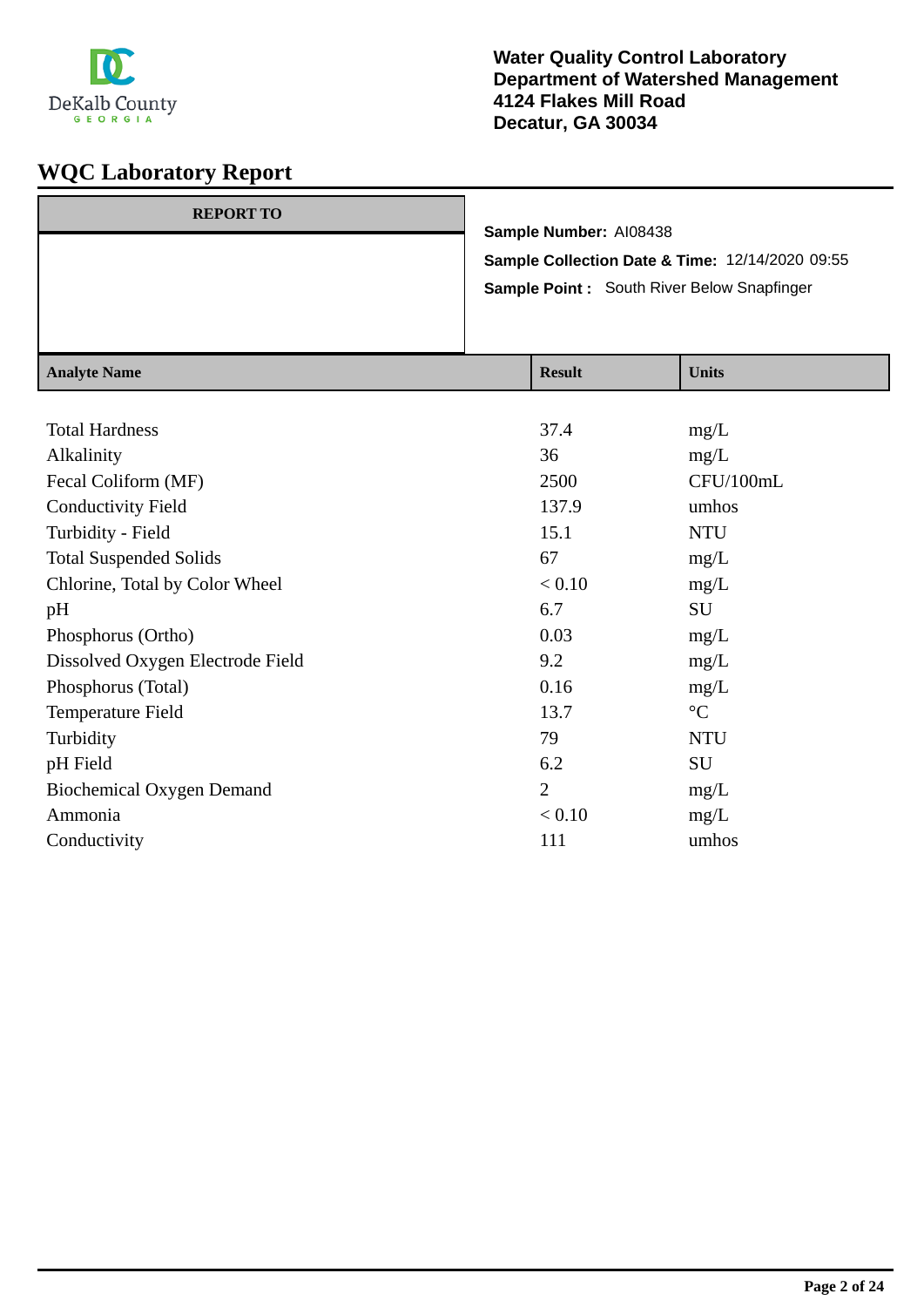Water Quality Control Laboratory
Department of Watershed Management
4124 Flakes Mill Road
Decatur, GA 30034

# WQC Laboratory Report

**REPORT TO**

**Sample Number:** AI08438
**Sample Collection Date & Time:** 12/14/2020 09:55
**Sample Point :** South River Below Snapfinger

| Analyte Name | Result | Units |
|---|---|---|
| Total Hardness | 37.4 | mg/L |
| Alkalinity | 36 | mg/L |
| Fecal Coliform (MF) | 2500 | CFU/100mL |
| Conductivity Field | 137.9 | umhos |
| Turbidity - Field | 15.1 | NTU |
| Total Suspended Solids | 67 | mg/L |
| Chlorine, Total by Color Wheel | < 0.10 | mg/L |
| pH | 6.7 | SU |
| Phosphorus (Ortho) | 0.03 | mg/L |
| Dissolved Oxygen Electrode Field | 9.2 | mg/L |
| Phosphorus (Total) | 0.16 | mg/L |
| Temperature Field | 13.7 | °C |
| Turbidity | 79 | NTU |
| pH Field | 6.2 | SU |
| Biochemical Oxygen Demand | 2 | mg/L |
| Ammonia | < 0.10 | mg/L |
| Conductivity | 111 | umhos |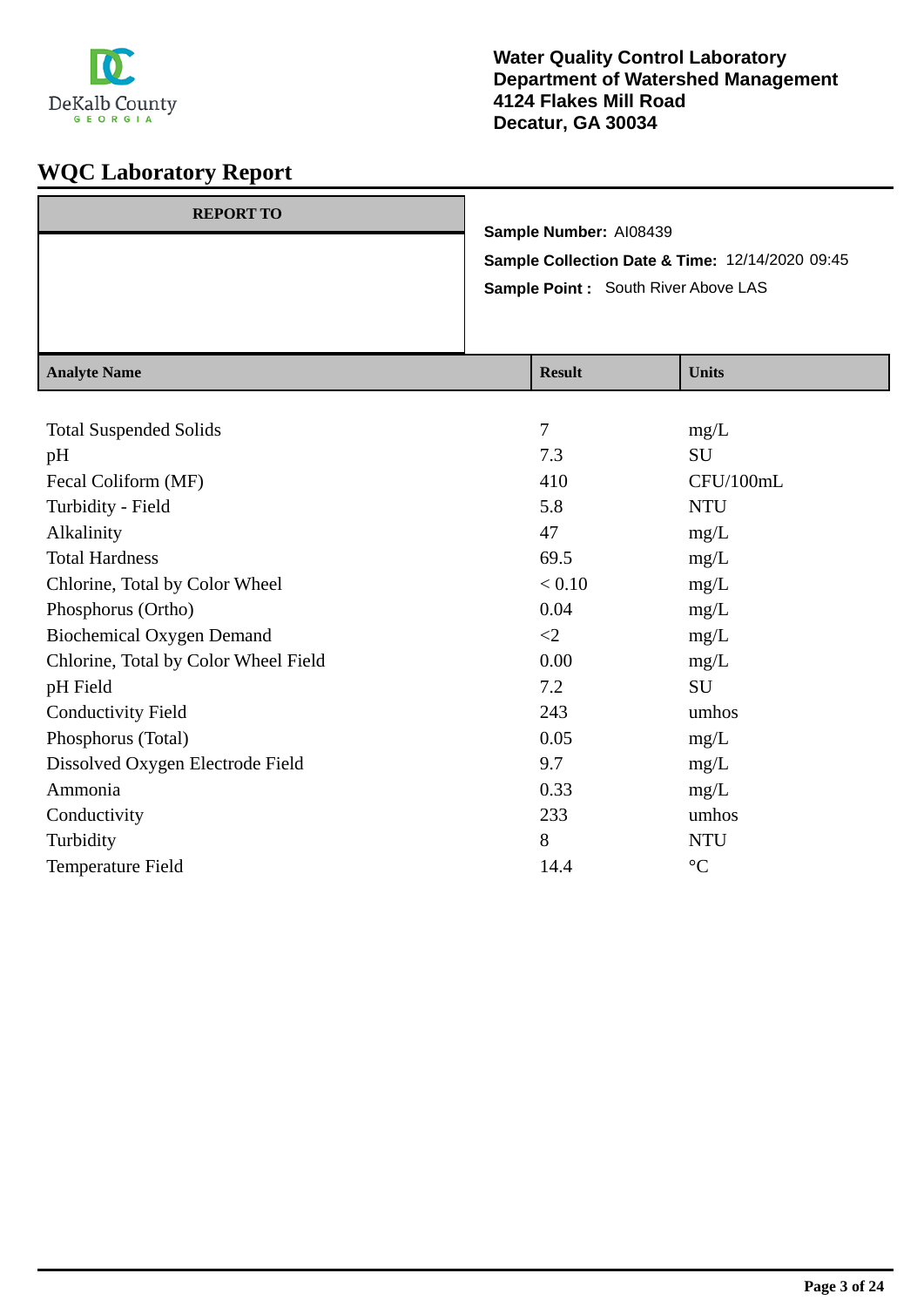**Water Quality Control Laboratory**
**Department of Watershed Management**
**4124 Flakes Mill Road**
**Decatur, GA 30034**

# WQC Laboratory Report

| REPORT TO |
|---|
| |

**Sample Number:** AI08439

**Sample Collection Date & Time:** 12/14/2020 09:45

**Sample Point :** South River Above LAS

| Analyte Name | Result | Units |
|---|---|---|
| Total Suspended Solids | 7 | mg/L |
| pH | 7.3 | SU |
| Fecal Coliform (MF) | 410 | CFU/100mL |
| Turbidity - Field | 5.8 | NTU |
| Alkalinity | 47 | mg/L |
| Total Hardness | 69.5 | mg/L |
| Chlorine, Total by Color Wheel | < 0.10 | mg/L |
| Phosphorus (Ortho) | 0.04 | mg/L |
| Biochemical Oxygen Demand | <2 | mg/L |
| Chlorine, Total by Color Wheel Field | 0.00 | mg/L |
| pH Field | 7.2 | SU |
| Conductivity Field | 243 | umhos |
| Phosphorus (Total) | 0.05 | mg/L |
| Dissolved Oxygen Electrode Field | 9.7 | mg/L |
| Ammonia | 0.33 | mg/L |
| Conductivity | 233 | umhos |
| Turbidity | 8 | NTU |
| Temperature Field | 14.4 | °C |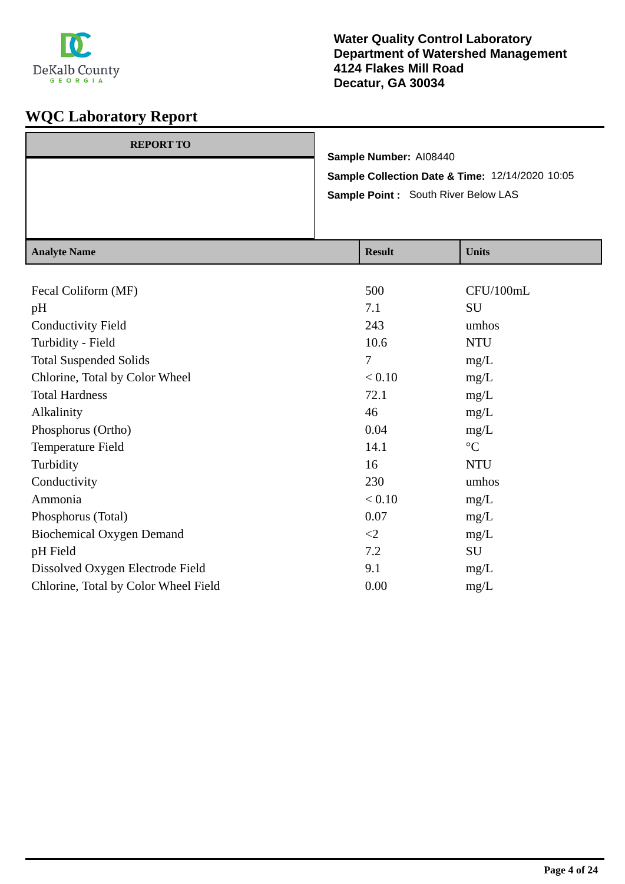DeKalb County GEORGIA

**Water Quality Control Laboratory**
**Department of Watershed Management**
**4124 Flakes Mill Road**
**Decatur, GA 30034**

# WQC Laboratory Report

| REPORT TO |
|---|
| |

**Sample Number:** AI08440

**Sample Collection Date & Time:** 12/14/2020 10:05

**Sample Point :** South River Below LAS

| Analyte Name | Result | Units |
|---|---|---|
| Fecal Coliform (MF) | 500 | CFU/100mL |
| pH | 7.1 | SU |
| Conductivity Field | 243 | umhos |
| Turbidity - Field | 10.6 | NTU |
| Total Suspended Solids | 7 | mg/L |
| Chlorine, Total by Color Wheel | < 0.10 | mg/L |
| Total Hardness | 72.1 | mg/L |
| Alkalinity | 46 | mg/L |
| Phosphorus (Ortho) | 0.04 | mg/L |
| Temperature Field | 14.1 | °C |
| Turbidity | 16 | NTU |
| Conductivity | 230 | umhos |
| Ammonia | < 0.10 | mg/L |
| Phosphorus (Total) | 0.07 | mg/L |
| Biochemical Oxygen Demand | <2 | mg/L |
| pH Field | 7.2 | SU |
| Dissolved Oxygen Electrode Field | 9.1 | mg/L |
| Chlorine, Total by Color Wheel Field | 0.00 | mg/L |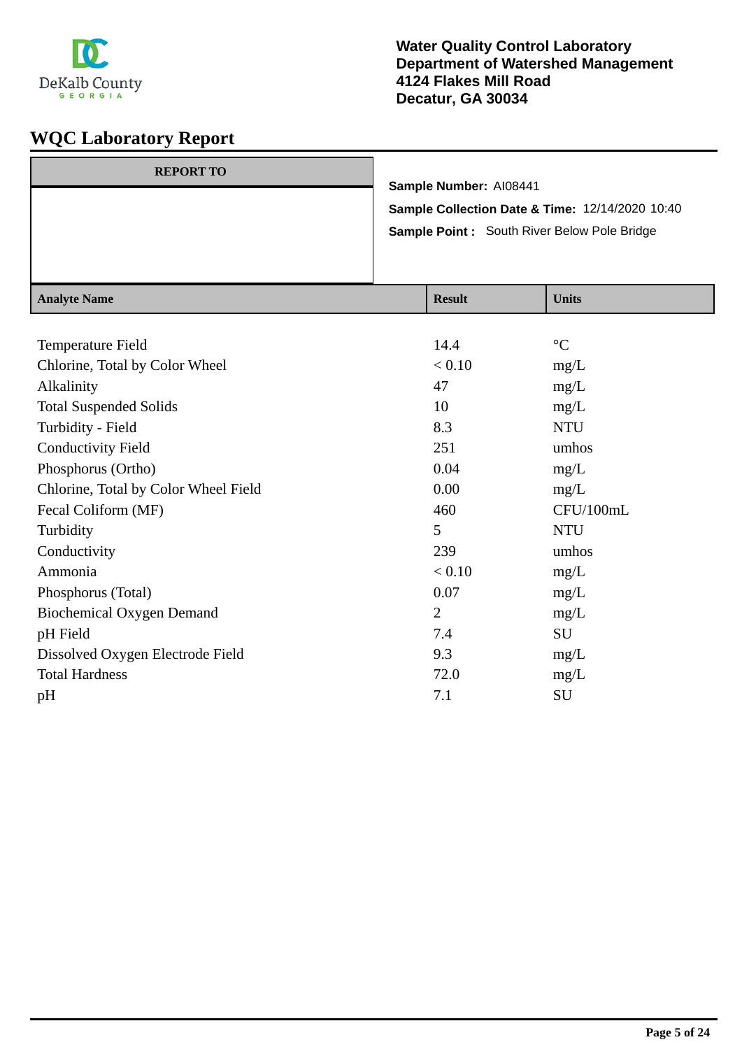DeKalb County
GEORGIA

**Water Quality Control Laboratory**
**Department of Watershed Management**
**4124 Flakes Mill Road**
**Decatur, GA 30034**

# WQC Laboratory Report

| REPORT TO |
|---|
| |

**Sample Number:** AI08441

**Sample Collection Date & Time:** 12/14/2020 10:40

**Sample Point :** South River Below Pole Bridge

| Analyte Name | Result | Units |
|---|---|---|
| Temperature Field | 14.4 | °C |
| Chlorine, Total by Color Wheel | < 0.10 | mg/L |
| Alkalinity | 47 | mg/L |
| Total Suspended Solids | 10 | mg/L |
| Turbidity - Field | 8.3 | NTU |
| Conductivity Field | 251 | umhos |
| Phosphorus (Ortho) | 0.04 | mg/L |
| Chlorine, Total by Color Wheel Field | 0.00 | mg/L |
| Fecal Coliform (MF) | 460 | CFU/100mL |
| Turbidity | 5 | NTU |
| Conductivity | 239 | umhos |
| Ammonia | < 0.10 | mg/L |
| Phosphorus (Total) | 0.07 | mg/L |
| Biochemical Oxygen Demand | 2 | mg/L |
| pH Field | 7.4 | SU |
| Dissolved Oxygen Electrode Field | 9.3 | mg/L |
| Total Hardness | 72.0 | mg/L |
| pH | 7.1 | SU |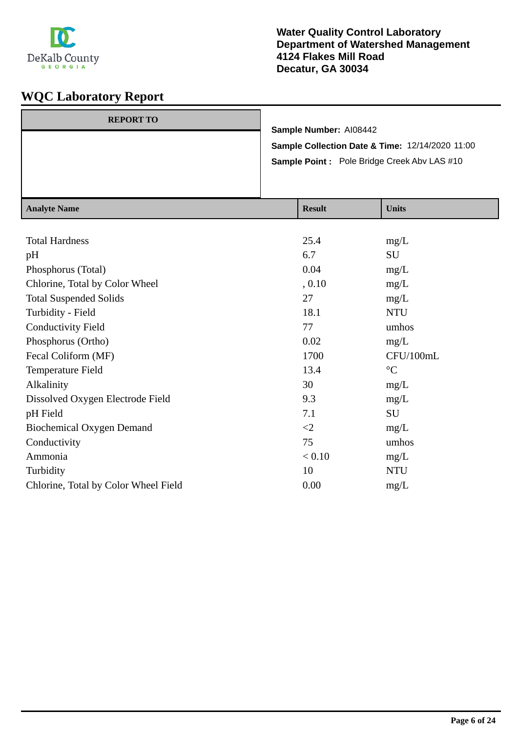**Water Quality Control Laboratory**
**Department of Watershed Management**
**4124 Flakes Mill Road**
**Decatur, GA 30034**

# WQC Laboratory Report

| REPORT TO |
|---|
| |

**Sample Number:** AI08442

**Sample Collection Date & Time:** 12/14/2020 11:00

**Sample Point :** Pole Bridge Creek Abv LAS #10

| Analyte Name | Result | Units |
|---|---|---|
| Total Hardness | 25.4 | mg/L |
| pH | 6.7 | SU |
| Phosphorus (Total) | 0.04 | mg/L |
| Chlorine, Total by Color Wheel | , 0.10 | mg/L |
| Total Suspended Solids | 27 | mg/L |
| Turbidity - Field | 18.1 | NTU |
| Conductivity Field | 77 | umhos |
| Phosphorus (Ortho) | 0.02 | mg/L |
| Fecal Coliform (MF) | 1700 | CFU/100mL |
| Temperature Field | 13.4 | °C |
| Alkalinity | 30 | mg/L |
| Dissolved Oxygen Electrode Field | 9.3 | mg/L |
| pH Field | 7.1 | SU |
| Biochemical Oxygen Demand | <2 | mg/L |
| Conductivity | 75 | umhos |
| Ammonia | < 0.10 | mg/L |
| Turbidity | 10 | NTU |
| Chlorine, Total by Colorine Wheel Field | 0.00 | mg/L |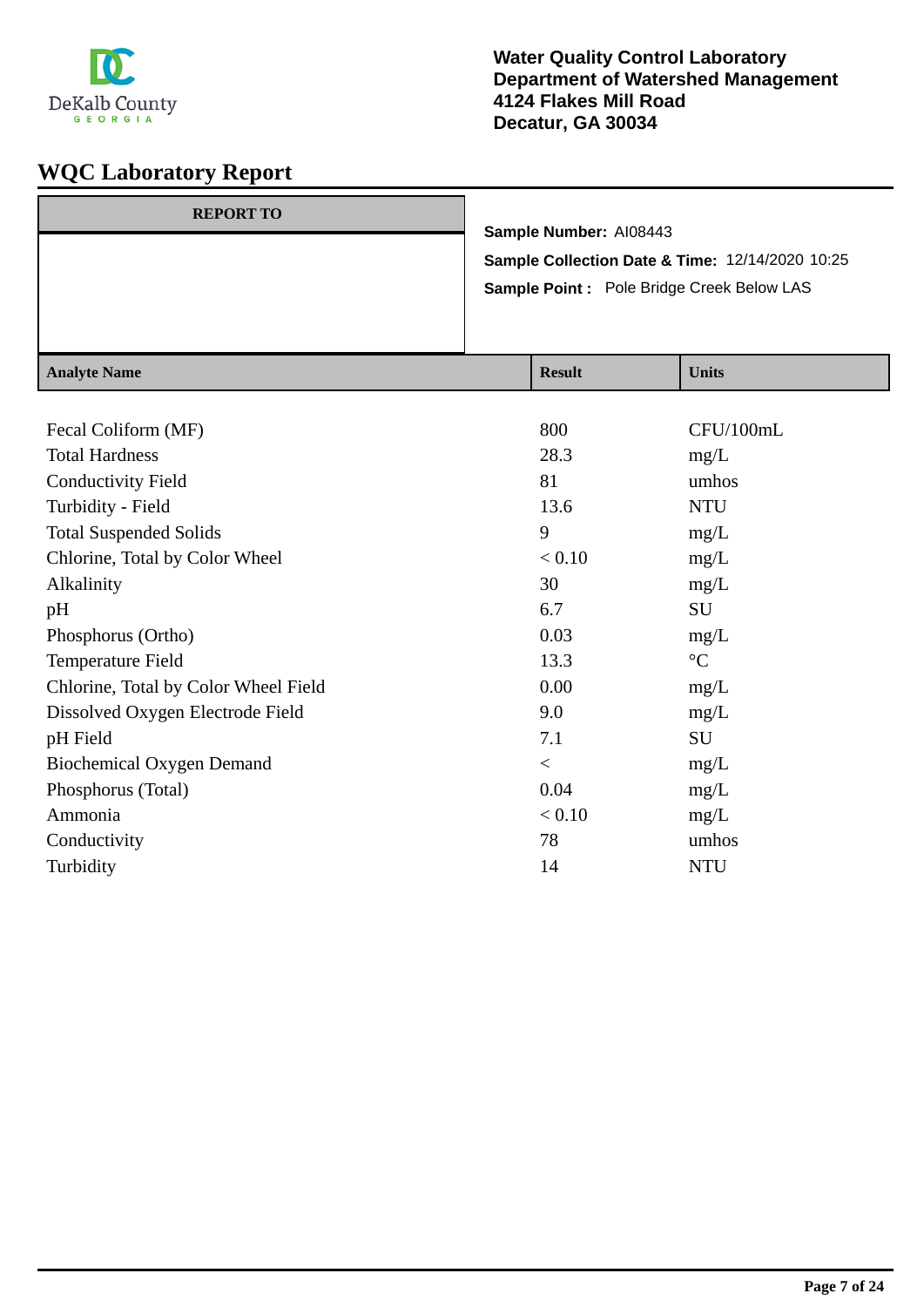**Water Quality Control Laboratory**
**Department of Watershed Management**
**4124 Flakes Mill Road**
**Decatur, GA 30034**

# WQC Laboratory Report

| REPORT TO |
|---|
| |

**Sample Number:** AI08443

**Sample Collection Date & Time:** 12/14/2020 10:25

**Sample Point :** Pole Bridge Creek Below LAS

| Analyte Name | Result | Units |
|---|---|---|
| Fecal Coliform (MF) | 800 | CFU/100mL |
| Total Hardness | 28.3 | mg/L |
| Conductivity Field | 81 | umhos |
| Turbidity - Field | 13.6 | NTU |
| Total Suspended Solids | 9 | mg/L |
| Chlorine, Total by Color Wheel | < 0.10 | mg/L |
| Alkalinity | 30 | mg/L |
| pH | 6.7 | SU |
| Phosphorus (Ortho) | 0.03 | mg/L |
| Temperature Field | 13.3 | °C |
| Chlorine, Total by Color Wheel Field | 0.00 | mg/L |
| Dissolved Oxygen Electrode Field | 9.0 | mg/L |
| pH Field | 7.1 | SU |
| Biochemical Oxygen Demand | < | mg/L |
| Phosphorus (Total) | 0.04 | mg/L |
| Ammonia | < 0.10 | mg/L |
| Conductivity | 78 | umhos |
| Turbidity | 14 | NTU |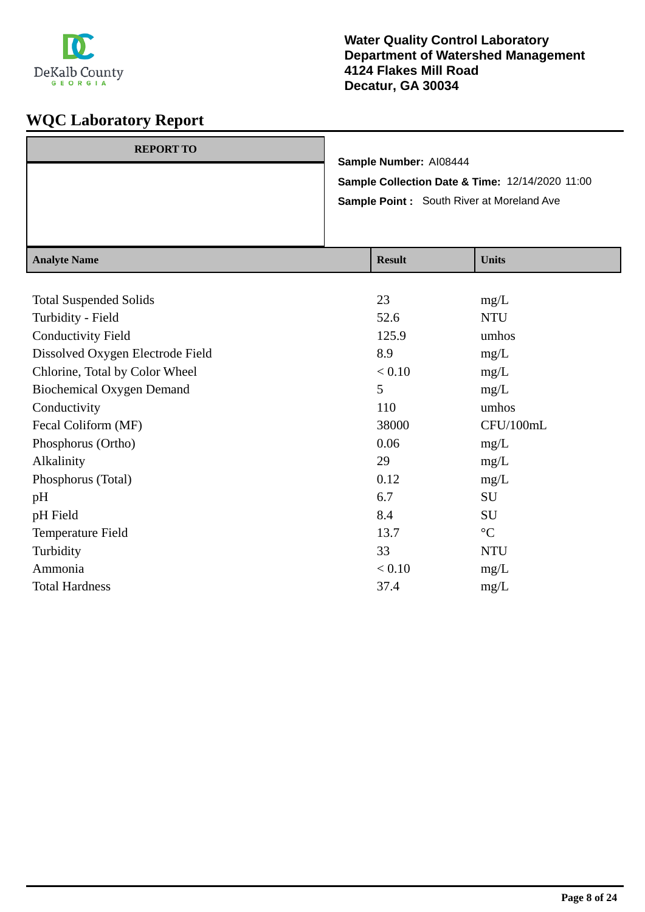Water Quality Control Laboratory
Department of Watershed Management
4124 Flakes Mill Road
Decatur, GA 30034

# WQC Laboratory Report

| REPORT TO |
| --- |
| |

**Sample Number:** AI08444

**Sample Collection Date & Time:** 12/14/2020 11:00

**Sample Point :** South River at Moreland Ave

| Analyte Name | Result | Units |
| --- | --- | --- |
| Total Suspended Solids | 23 | mg/L |
| Turbidity - Field | 52.6 | NTU |
| Conductivity Field | 125.9 | umhos |
| Dissolved Oxygen Electrode Field | 8.9 | mg/L |
| Chlorine, Total by Color Wheel | < 0.10 | mg/L |
| Biochemical Oxygen Demand | 5 | mg/L |
| Conductivity | 110 | umhos |
| Fecal Coliform (MF) | 38000 | CFU/100mL |
| Phosphorus (Ortho) | 0.06 | mg/L |
| Alkalinity | 29 | mg/L |
| Phosphorus (Total) | 0.12 | mg/L |
| pH | 6.7 | SU |
| pH Field | 8.4 | SU |
| Temperature Field | 13.7 | °C |
| Turbidity | 33 | NTU |
| Ammonia | < 0.10 | mg/L |
| Total Hardness | 37.4 | mg/L |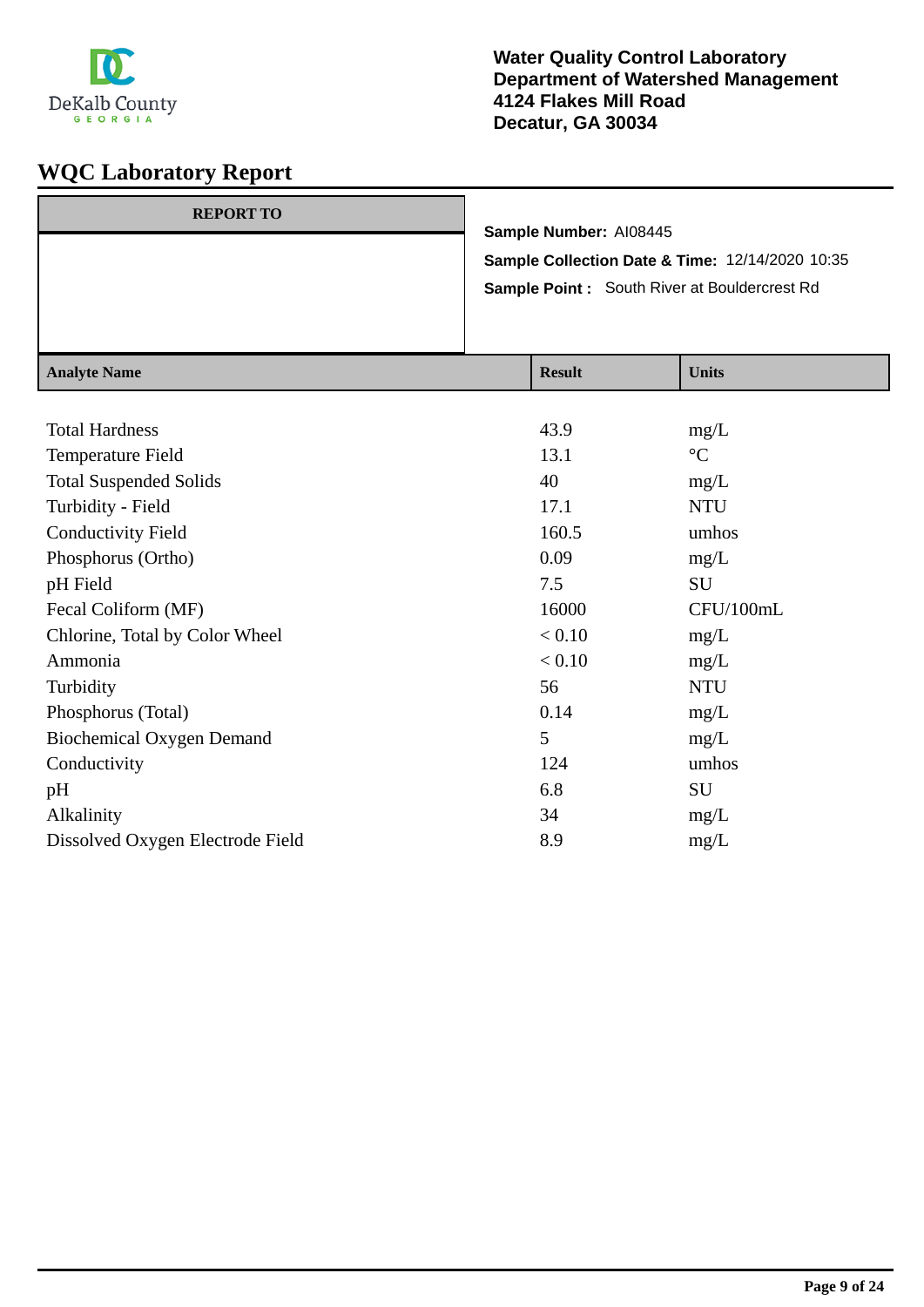DeKalb County GEORGIA

**Water Quality Control Laboratory**
**Department of Watershed Management**
**4124 Flakes Mill Road**
**Decatur, GA 30034**

# WQC Laboratory Report

| REPORT TO |
| --- |
| |

**Sample Number:** AI08445

**Sample Collection Date & Time:** 12/14/2020 10:35

**Sample Point :** South River at Bouldercrest Rd

| Analyte Name | Result | Units |
| --- | --- | --- |
| Total Hardness | 43.9 | mg/L |
| Temperature Field | 13.1 | °C |
| Total Suspended Solids | 40 | mg/L |
| Turbidity - Field | 17.1 | NTU |
| Conductivity Field | 160.5 | umhos |
| Phosphorus (Ortho) | 0.09 | mg/L |
| pH Field | 7.5 | SU |
| Fecal Coliform (MF) | 16000 | CFU/100mL |
| Chlorine, Total by Color Wheel | < 0.10 | mg/L |
| Ammonia | < 0.10 | mg/L |
| Turbidity | 56 | NTU |
| Phosphorus (Total) | 0.14 | mg/L |
| Biochemical Oxygen Demand | 5 | mg/L |
| Conductivity | 124 | umhos |
| pH | 6.8 | SU |
| Alkalinity | 34 | mg/L |
| Dissolved Oxygen Electrode Field | 8.9 | mg/L |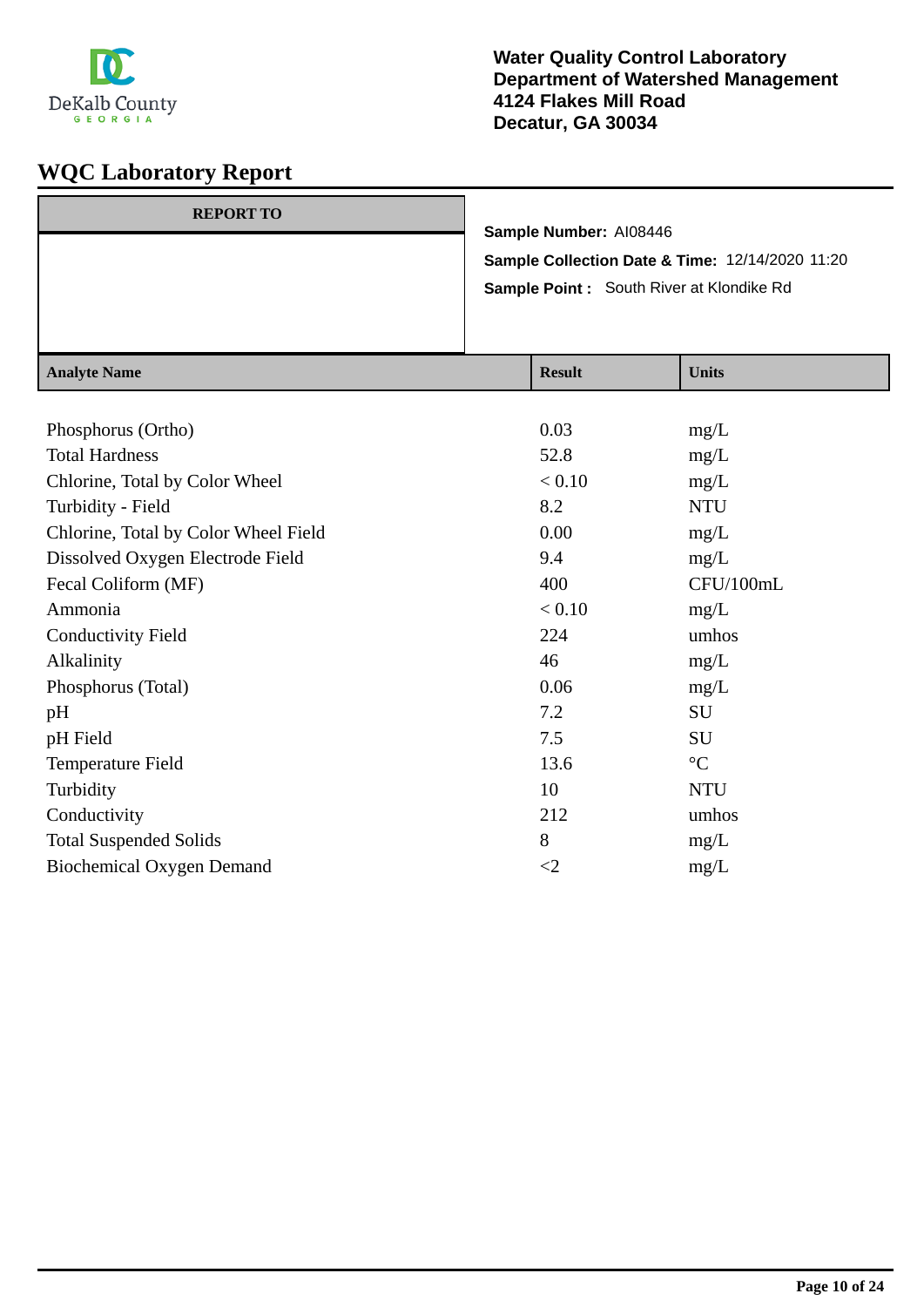**Water Quality Control Laboratory**
**Department of Watershed Management**
**4124 Flakes Mill Road**
**Decatur, GA 30034**

# WQC Laboratory Report

**REPORT TO**

**Sample Number:** AI08446
**Sample Collection Date & Time:** 12/14/2020 11:20
**Sample Point :** South River at Klondike Rd

| Analyte Name | Result | Units |
|---|---|---|
| Phosphorus (Ortho) | 0.03 | mg/L |
| Total Hardness | 52.8 | mg/L |
| Chlorine, Total by Color Wheel | < 0.10 | mg/L |
| Turbidity - Field | 8.2 | NTU |
| Chlorine, Total by Color Wheel Field | 0.00 | mg/L |
| Dissolved Oxygen Electrode Field | 9.4 | mg/L |
| Fecal Coliform (MF) | 400 | CFU/100mL |
| Ammonia | < 0.10 | mg/L |
| Conductivity Field | 224 | umhos |
| Alkalinity | 46 | mg/L |
| Phosphorus (Total) | 0.06 | mg/L |
| pH | 7.2 | SU |
| pH Field | 7.5 | SU |
| Temperature Field | 13.6 | °C |
| Turbidity | 10 | NTU |
| Conductivity | 212 | umhos |
| Total Suspended Solids | 8 | mg/L |
| Biochemical Oxygen Demand | <2 | mg/L |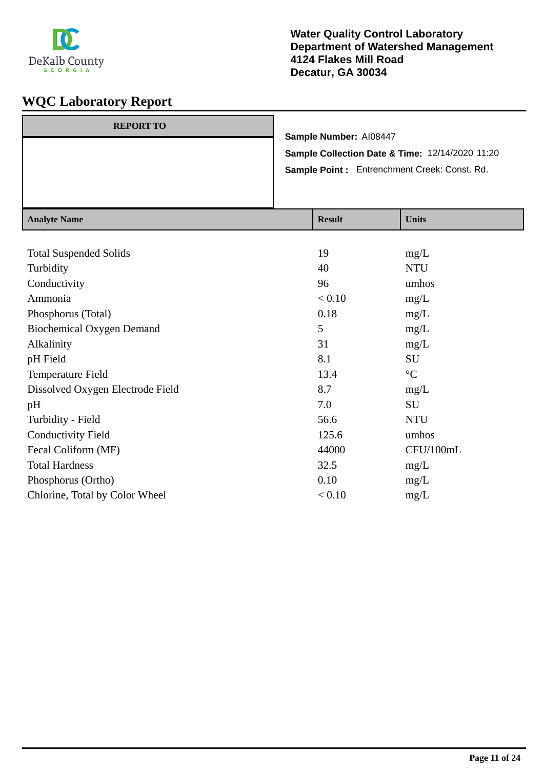**Water Quality Control Laboratory**
**Department of Watershed Management**
**4124 Flakes Mill Road**
**Decatur, GA 30034**

# WQC Laboratory Report

**REPORT TO**

**Sample Number:** AI08447
**Sample Collection Date & Time:** 12/14/2020 11:20
**Sample Point :** Entrenchment Creek: Const. Rd.

| Analyte Name | Result | Units |
|---|---|---|
| Total Suspended Solids | 19 | mg/L |
| Turbidity | 40 | NTU |
| Conductivity | 96 | umhos |
| Ammonia | < 0.10 | mg/L |
| Phosphorus (Total) | 0.18 | mg/L |
| Biochemical Oxygen Demand | 5 | mg/L |
| Alkalinity | 31 | mg/L |
| pH Field | 8.1 | SU |
| Temperature Field | 13.4 | °C |
| Dissolved Oxygen Electrode Field | 8.7 | mg/L |
| pH | 7.0 | SU |
| Turbidity - Field | 56.6 | NTU |
| Conductivity Field | 125.6 | umhos |
| Fecal Coliform (MF) | 44000 | CFU/100mL |
| Total Hardness | 32.5 | mg/L |
| Phosphorus (Ortho) | 0.10 | mg/L |
| Chlorine, Total by Color Wheel | < 0.10 | mg/L |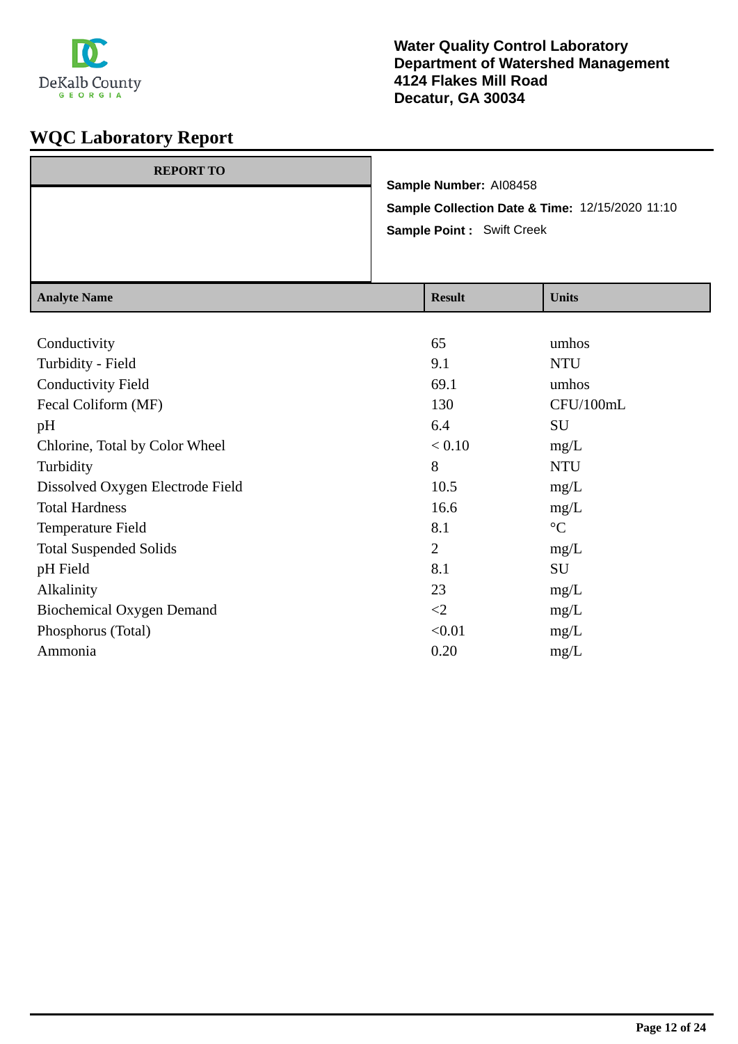**Water Quality Control Laboratory**
**Department of Watershed Management**
**4124 Flakes Mill Road**
**Decatur, GA 30034**

# WQC Laboratory Report

**REPORT TO**

**Sample Number:** AI08458

**Sample Collection Date & Time:** 12/15/2020 11:10

**Sample Point :** Swift Creek

| Analyte Name | Result | Units |
|---|---|---|
| Conductivity | 65 | umhos |
| Turbidity - Field | 9.1 | NTU |
| Conductivity Field | 69.1 | umhos |
| Fecal Coliform (MF) | 130 | CFU/100mL |
| pH | 6.4 | SU |
| Chlorine, Total by Color Wheel | < 0.10 | mg/L |
| Turbidity | 8 | NTU |
| Dissolved Oxygen Electrode Field | 10.5 | mg/L |
| Total Hardness | 16.6 | mg/L |
| Temperature Field | 8.1 | °C |
| Total Suspended Solids | 2 | mg/L |
| pH Field | 8.1 | SU |
| Alkalinity | 23 | mg/L |
| Biochemical Oxygen Demand | <2 | mg/L |
| Phosphorus (Total) | <0.01 | mg/L |
| Ammonia | 0.20 | mg/L |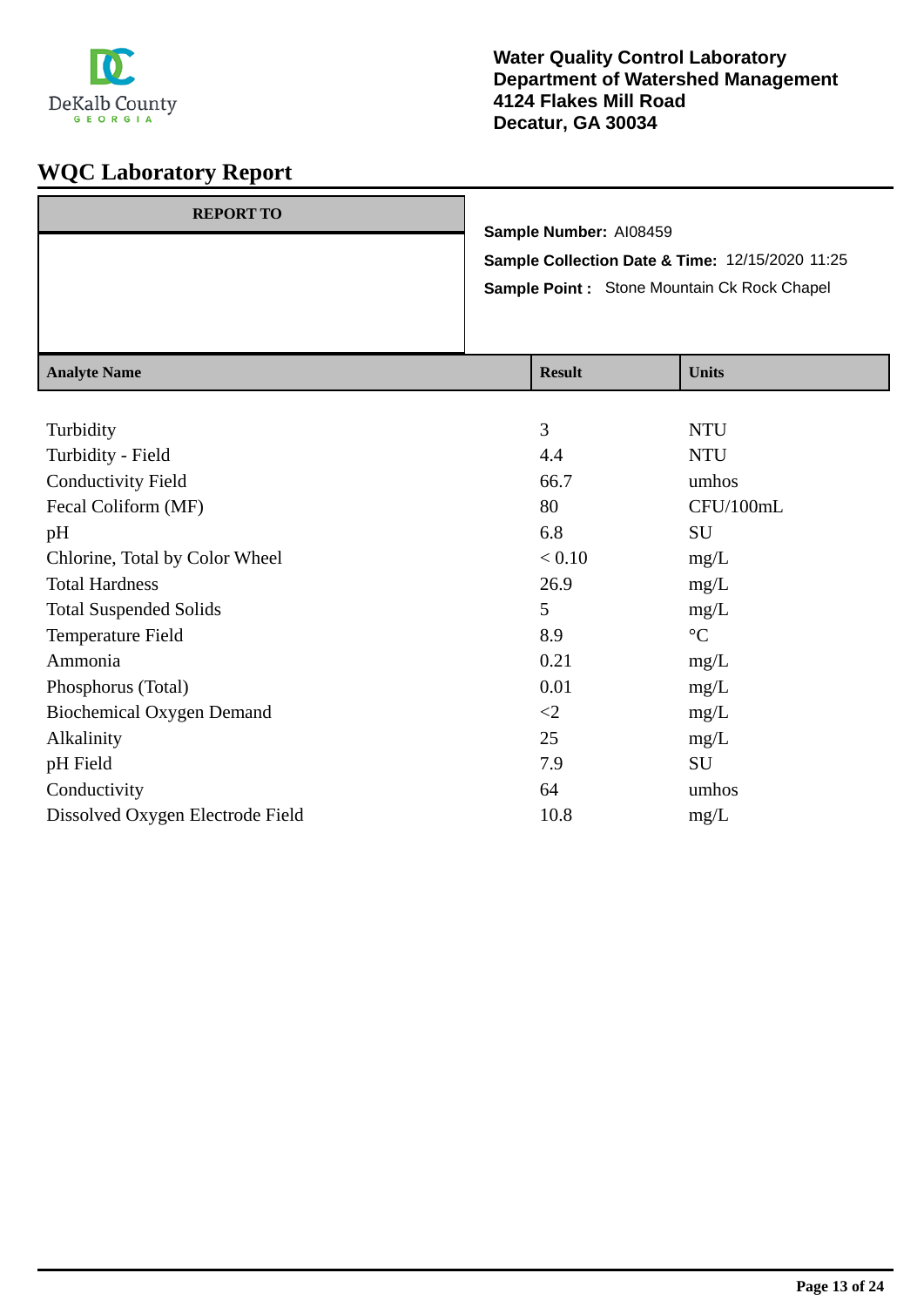DeKalb County GEORGIA

**Water Quality Control Laboratory**
**Department of Watershed Management**
**4124 Flakes Mill Road**
**Decatur, GA 30034**

# WQC Laboratory Report

| REPORT TO |
| --- |
| |

**Sample Number:** AI08459

**Sample Collection Date & Time:** 12/15/2020 11:25

**Sample Point :** Stone Mountain Ck Rock Chapel

| Analyte Name | Result | Units |
| --- | --- | --- |
| Turbidity | 3 | NTU |
| Turbidity - Field | 4.4 | NTU |
| Conductivity Field | 66.7 | umhos |
| Fecal Coliform (MF) | 80 | CFU/100mL |
| pH | 6.8 | SU |
| Chlorine, Total by Color Wheel | < 0.10 | mg/L |
| Total Hardness | 26.9 | mg/L |
| Total Suspended Solids | 5 | mg/L |
| Temperature Field | 8.9 | °C |
| Ammonia | 0.21 | mg/L |
| Phosphorus (Total) | 0.01 | mg/L |
| Biochemical Oxygen Demand | <2 | mg/L |
| Alkalinity | 25 | mg/L |
| pH Field | 7.9 | SU |
| Conductivity | 64 | umhos |
| Dissolved Oxygen Electrode Field | 10.8 | mg/L |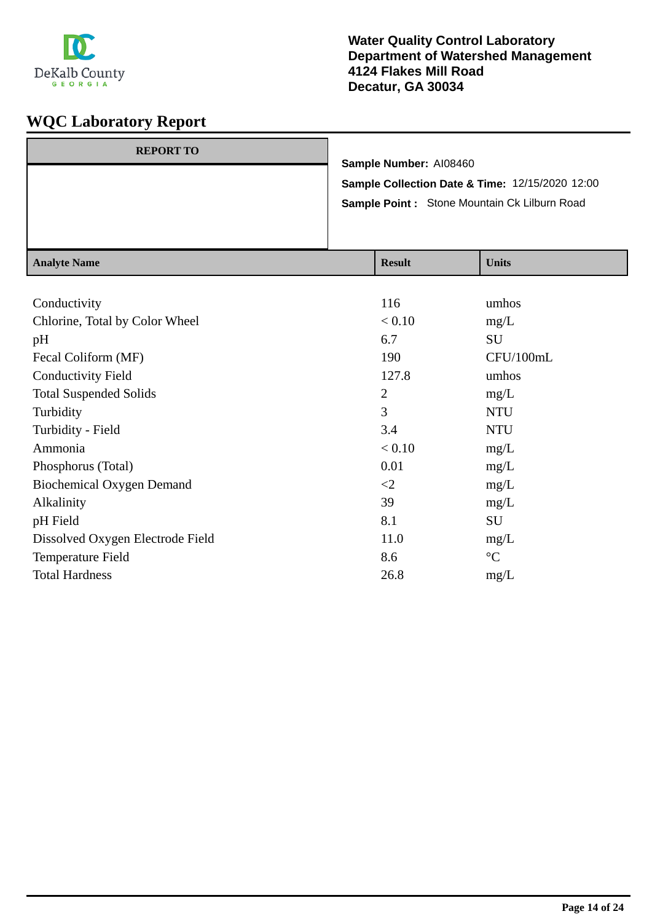Water Quality Control Laboratory
Department of Watershed Management
4124 Flakes Mill Road
Decatur, GA 30034

# WQC Laboratory Report

| REPORT TO |
|---|
| |

**Sample Number:** AI08460

**Sample Collection Date & Time:** 12/15/2020 12:00

**Sample Point :** Stone Mountain Ck Lilburn Road

| Analyte Name | Result | Units |
|---|---|---|
| Conductivity | 116 | umhos |
| Chlorine, Total by Color Wheel | < 0.10 | mg/L |
| pH | 6.7 | SU |
| Fecal Coliform (MF) | 190 | CFU/100mL |
| Conductivity Field | 127.8 | umhos |
| Total Suspended Solids | 2 | mg/L |
| Turbidity | 3 | NTU |
| Turbidity - Field | 3.4 | NTU |
| Ammonia | < 0.10 | mg/L |
| Phosphorus (Total) | 0.01 | mg/L |
| Biochemical Oxygen Demand | <2 | mg/L |
| Alkalinity | 39 | mg/L |
| pH Field | 8.1 | SU |
| Dissolved Oxygen Electrode Field | 11.0 | mg/L |
| Temperature Field | 8.6 | °C |
| Total Hardness | 26.8 | mg/L |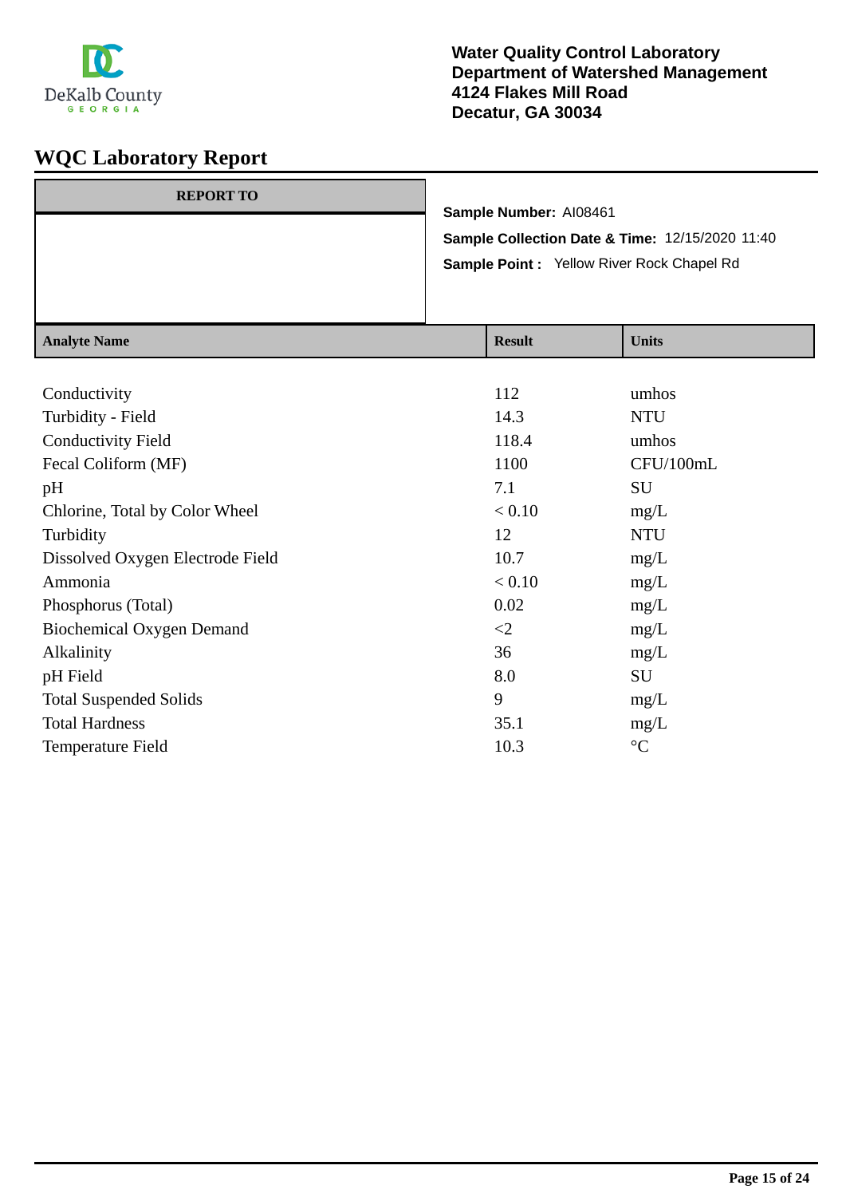DeKalb County
GEORGIA

**Water Quality Control Laboratory**
**Department of Watershed Management**
**4124 Flakes Mill Road**
**Decatur, GA 30034**

# WQC Laboratory Report

| REPORT TO |
|---|
| |

**Sample Number:** AI08461

**Sample Collection Date & Time:** 12/15/2020 11:40

**Sample Point :** Yellow River Rock Chapel Rd

| Analyte Name | Result | Units |
|---|---|---|
| Conductivity | 112 | umhos |
| Turbidity - Field | 14.3 | NTU |
| Conductivity Field | 118.4 | umhos |
| Fecal Coliform (MF) | 1100 | CFU/100mL |
| pH | 7.1 | SU |
| Chlorine, Total by Color Wheel | < 0.10 | mg/L |
| Turbidity | 12 | NTU |
| Dissolved Oxygen Electrode Field | 10.7 | mg/L |
| Ammonia | < 0.10 | mg/L |
| Phosphorus (Total) | 0.02 | mg/L |
| Biochemical Oxygen Demand | <2 | mg/L |
| Alkalinity | 36 | mg/L |
| pH Field | 8.0 | SU |
| Total Suspended Solids | 9 | mg/L |
| Total Hardness | 35.1 | mg/L |
| Temperature Field | 10.3 | °C |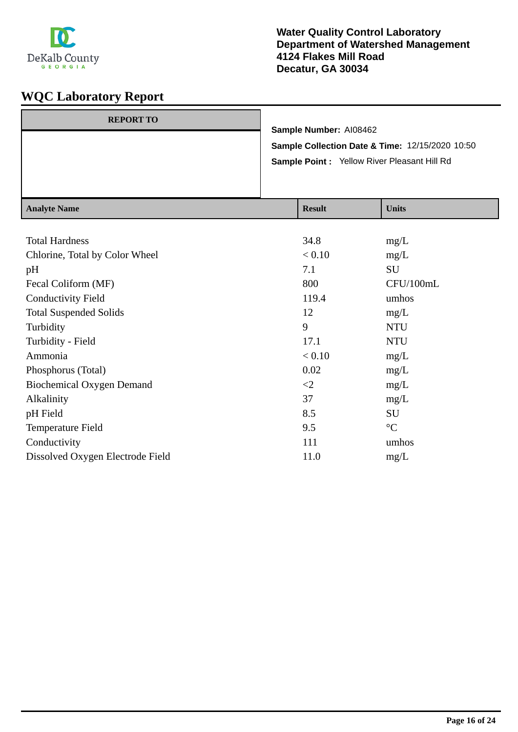DeKalb County
GEORGIA

**Water Quality Control Laboratory**
**Department of Watershed Management**
**4124 Flakes Mill Road**
**Decatur, GA 30034**

# WQC Laboratory Report

| REPORT TO |
| --- |
| |

**Sample Number:** AI08462
**Sample Collection Date & Time:** 12/15/2020 10:50
**Sample Point :** Yellow River Pleasant Hill Rd

| Analyte Name | Result | Units |
| --- | --- | --- |
| Total Hardness | 34.8 | mg/L |
| Chlorine, Total by Color Wheel | < 0.10 | mg/L |
| pH | 7.1 | SU |
| Fecal Coliform (MF) | 800 | CFU/100mL |
| Conductivity Field | 119.4 | umhos |
| Total Suspended Solids | 12 | mg/L |
| Turbidity | 9 | NTU |
| Turbidity - Field | 17.1 | NTU |
| Ammonia | < 0.10 | mg/L |
| Phosphorus (Total) | 0.02 | mg/L |
| Biochemical Oxygen Demand | <2 | mg/L |
| Alkalinity | 37 | mg/L |
| pH Field | 8.5 | SU |
| Temperature Field | 9.5 | °C |
| Conductivity | 111 | umhos |
| Dissolved Oxygen Electrode Field | 11.0 | mg/L |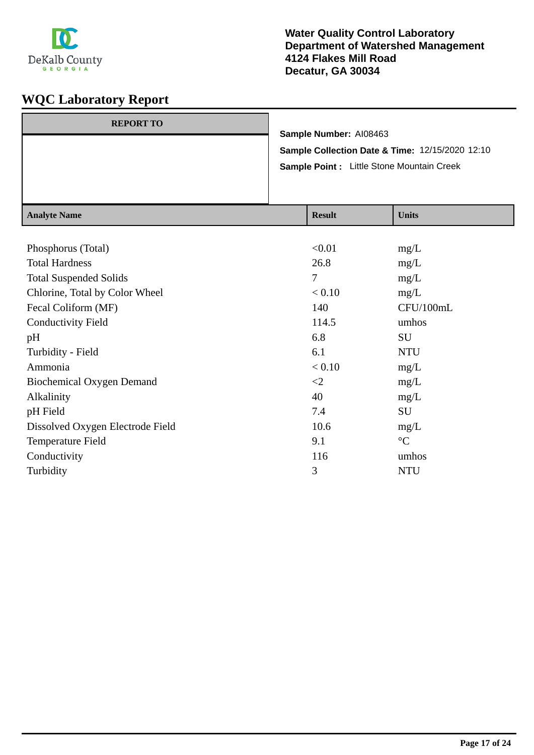**Water Quality Control Laboratory**
**Department of Watershed Management**
**4124 Flakes Mill Road**
**Decatur, GA 30034**

# WQC Laboratory Report

| REPORT TO |
| --- |
| |

**Sample Number:** AI08463

**Sample Collection Date & Time:** 12/15/2020 12:10

**Sample Point :** Little Stone Mountain Creek

| Analyte Name | Result | Units |
| --- | --- | --- |
| Phosphorus (Total) | <0.01 | mg/L |
| Total Hardness | 26.8 | mg/L |
| Total Suspended Solids | 7 | mg/L |
| Chlorine, Total by Color Wheel | < 0.10 | mg/L |
| Fecal Coliform (MF) | 140 | CFU/100mL |
| Conductivity Field | 114.5 | umhos |
| pH | 6.8 | SU |
| Turbidity - Field | 6.1 | NTU |
| Ammonia | < 0.10 | mg/L |
| Biochemical Oxygen Demand | <2 | mg/L |
| Alkalinity | 40 | mg/L |
| pH Field | 7.4 | SU |
| Dissolved Oxygen Electrode Field | 10.6 | mg/L |
| Temperature Field | 9.1 | °C |
| Conductivity | 116 | umhos |
| Turbidity | 3 | NTU |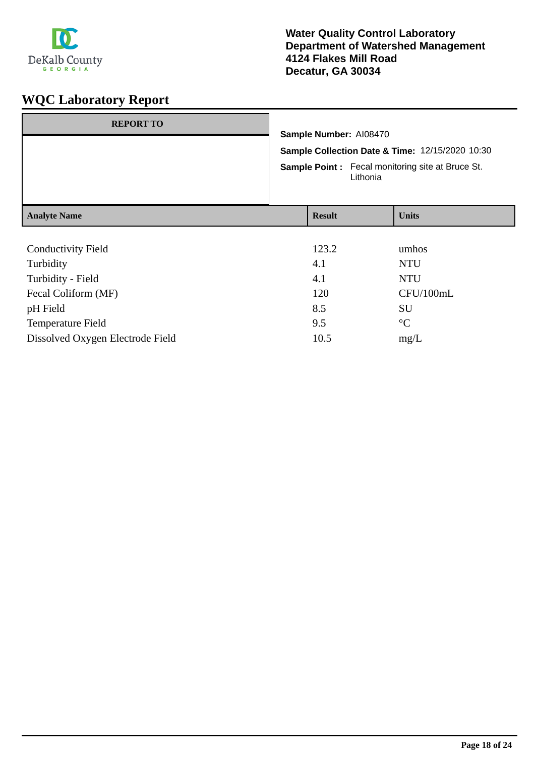DeKalb County GEORGIA

**Water Quality Control Laboratory**
**Department of Watershed Management**
**4124 Flakes Mill Road**
**Decatur, GA 30034**

# WQC Laboratory Report

| REPORT TO |
|---|
| |

**Sample Number:** AI08470

**Sample Collection Date & Time:** 12/15/2020 10:30

**Sample Point :** Fecal monitoring site at Bruce St. Lithonia

| Analyte Name | Result | Units |
|---|---|---|
| Conductivity Field | 123.2 | umhos |
| Turbidity | 4.1 | NTU |
| Turbidity - Field | 4.1 | NTU |
| Fecal Coliform (MF) | 120 | CFU/100mL |
| pH Field | 8.5 | SU |
| Temperature Field | 9.5 | °C |
| Dissolved Oxygen Electrode Field | 10.5 | mg/L |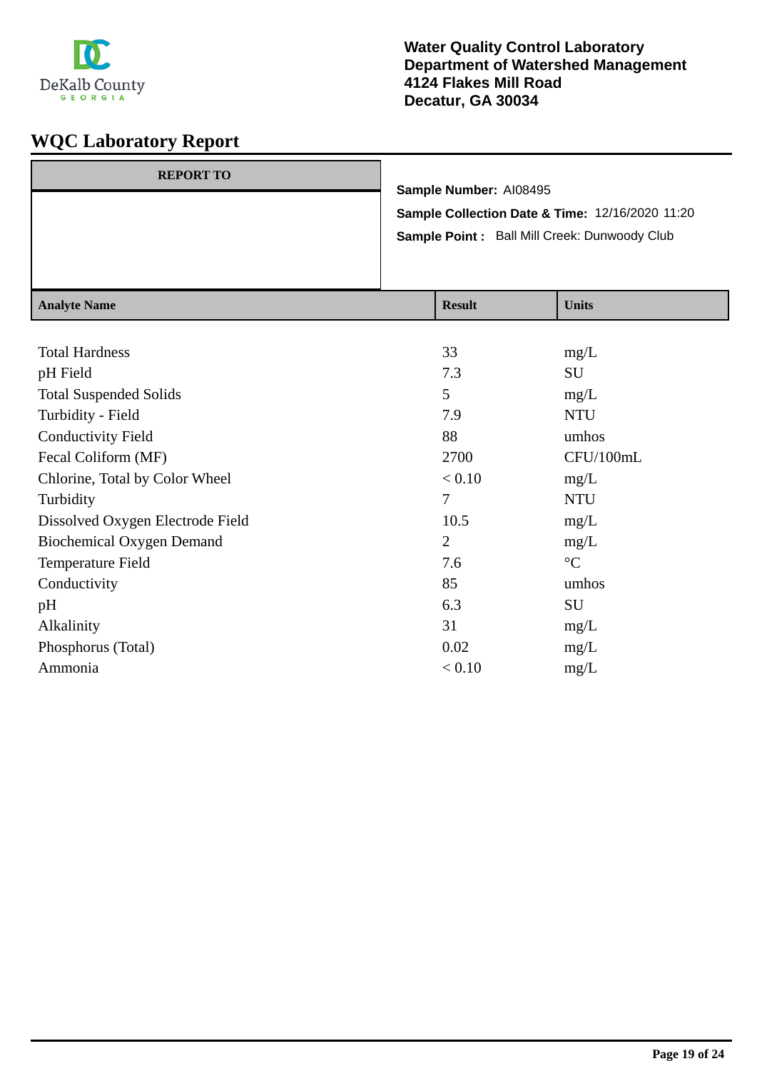Water Quality Control Laboratory
Department of Watershed Management
4124 Flakes Mill Road
Decatur, GA 30034

# WQC Laboratory Report

**REPORT TO**

**Sample Number:** AI08495

**Sample Collection Date & Time:** 12/16/2020 11:20

**Sample Point :** Ball Mill Creek: Dunwoody Club

| Analyte Name | Result | Units |
|---|---|---|
| Total Hardness | 33 | mg/L |
| pH Field | 7.3 | SU |
| Total Suspended Solids | 5 | mg/L |
| Turbidity - Field | 7.9 | NTU |
| Conductivity Field | 88 | umhos |
| Fecal Coliform (MF) | 2700 | CFU/100mL |
| Chlorine, Total by Color Wheel | < 0.10 | mg/L |
| Turbidity | 7 | NTU |
| Dissolved Oxygen Electrode Field | 10.5 | mg/L |
| Biochemical Oxygen Demand | 2 | mg/L |
| Temperature Field | 7.6 | °C |
| Conductivity | 85 | umhos |
| pH | 6.3 | SU |
| Alkalinity | 31 | mg/L |
| Phosphorus (Total) | 0.02 | mg/L |
| Ammonia | < 0.10 | mg/L |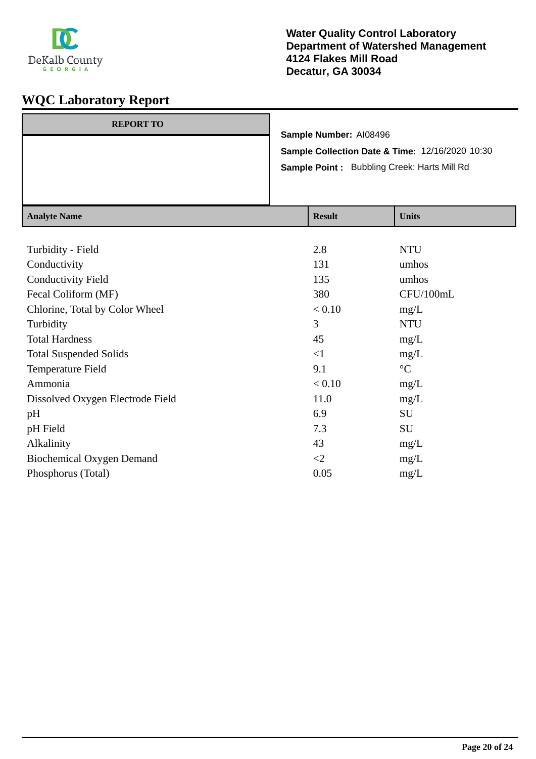DeKalb County GEORGIA

**Water Quality Control Laboratory**
**Department of Watershed Management**
**4124 Flakes Mill Road**
**Decatur, GA 30034**

# WQC Laboratory Report

| REPORT TO |
|---|
| |

**Sample Number:** AI08496

**Sample Collection Date & Time:** 12/16/2020 10:30

**Sample Point :** Bubbling Creek: Harts Mill Rd

| Analyte Name | Result | Units |
|---|---|---|
| Turbidity - Field | 2.8 | NTU |
| Conductivity | 131 | umhos |
| Conductivity Field | 135 | umhos |
| Fecal Coliform (MF) | 380 | CFU/100mL |
| Chlorine, Total by Color Wheel | < 0.10 | mg/L |
| Turbidity | 3 | NTU |
| Total Hardness | 45 | mg/L |
| Total Suspended Solids | <1 | mg/L |
| Temperature Field | 9.1 | °C |
| Ammonia | < 0.10 | mg/L |
| Dissolved Oxygen Electrode Field | 11.0 | mg/L |
| pH | 6.9 | SU |
| pH Field | 7.3 | SU |
| Alkalinity | 43 | mg/L |
| Biochemical Oxygen Demand | <2 | mg/L |
| Phosphorus (Total) | 0.05 | mg/L |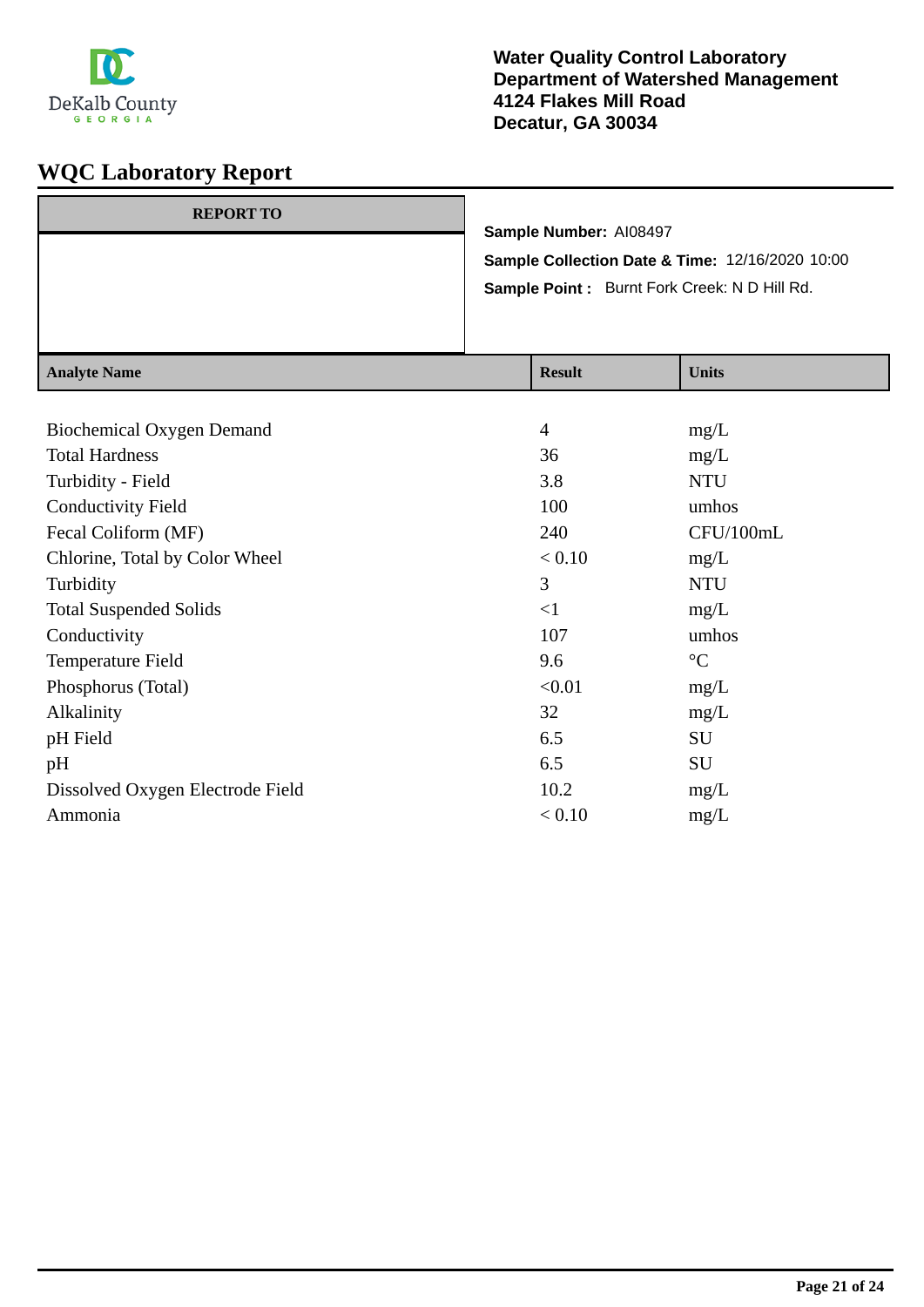DeKalb County
GEORGIA

**Water Quality Control Laboratory**
**Department of Watershed Management**
**4124 Flakes Mill Road**
**Decatur, GA 30034**

# WQC Laboratory Report

| REPORT TO |
| --- |
| |

**Sample Number:** AI08497

**Sample Collection Date & Time:** 12/16/2020 10:00

**Sample Point :** Burnt Fork Creek: N D Hill Rd.

| Analyte Name | Result | Units |
| --- | --- | --- |
| Biochemical Oxygen Demand | 4 | mg/L |
| Total Hardness | 36 | mg/L |
| Turbidity - Field | 3.8 | NTU |
| Conductivity Field | 100 | umhos |
| Fecal Coliform (MF) | 240 | CFU/100mL |
| Chlorine, Total by Color Wheel | < 0.10 | mg/L |
| Turbidity | 3 | NTU |
| Total Suspended Solids | <1 | mg/L |
| Conductivity | 107 | umhos |
| Temperature Field | 9.6 | °C |
| Phosphorus (Total) | <0.01 | mg/L |
| Alkalinity | 32 | mg/L |
| pH Field | 6.5 | SU |
| pH | 6.5 | SU |
| Dissolved Oxygen Electrode Field | 10.2 | mg/L |
| Ammonia | < 0.10 | mg/L |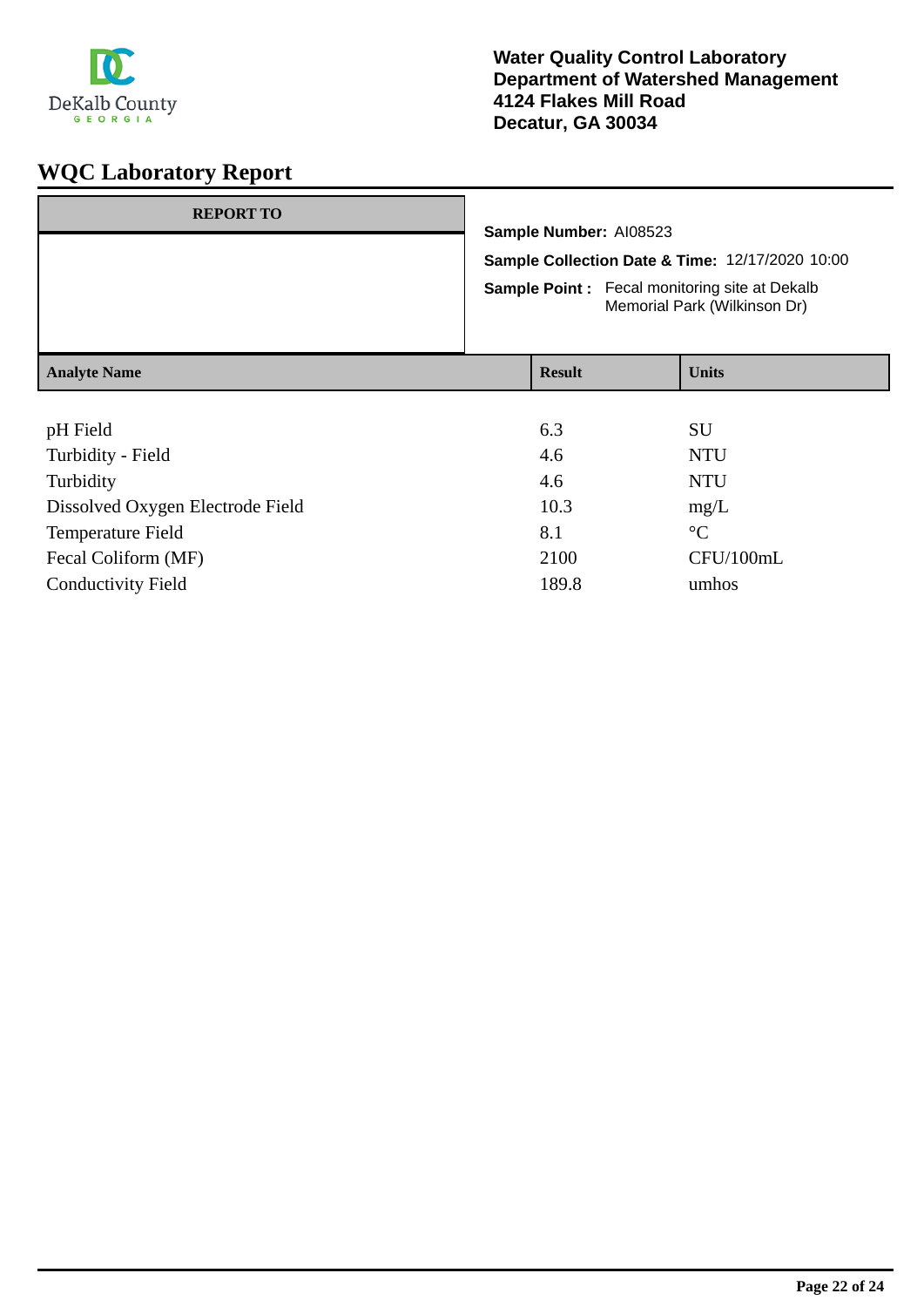**Water Quality Control Laboratory**
**Department of Watershed Management**
**4124 Flakes Mill Road**
**Decatur, GA 30034**

# WQC Laboratory Report

**REPORT TO**

**Sample Number:** AI08523

**Sample Collection Date & Time:** 12/17/2020 10:00

**Sample Point :** Fecal monitoring site at Dekalb Memorial Park (Wilkinson Dr)

| Analyte Name | Result | Units |
|---|---|---|
| pH Field | 6.3 | SU |
| Turbidity - Field | 4.6 | NTU |
| Turbidity | 4.6 | NTU |
| Dissolved Oxygen Electrode Field | 10.3 | mg/L |
| Temperature Field | 8.1 | °C |
| Fecal Coliform (MF) | 2100 | CFU/100mL |
| Conductivity Field | 189.8 | umhos |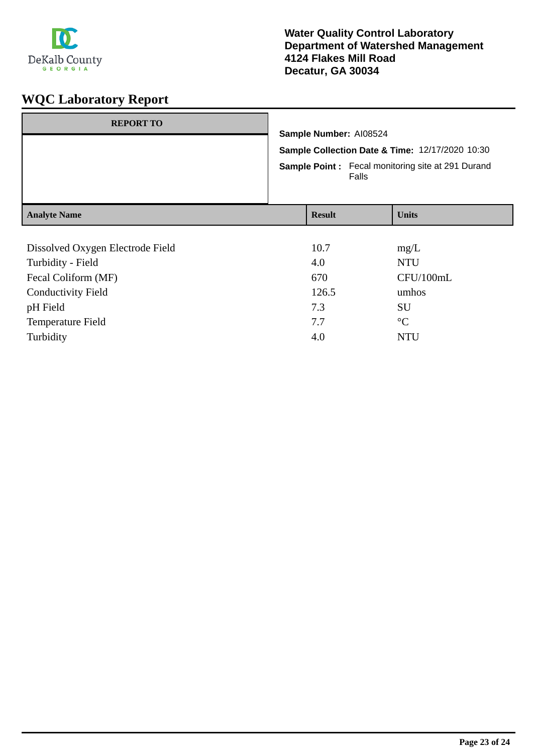DeKalb County GEORGIA

**Water Quality Control Laboratory**
**Department of Watershed Management**
**4124 Flakes Mill Road**
**Decatur, GA 30034**

# WQC Laboratory Report

| REPORT TO |
|---|
| |

**Sample Number:** AI08524

**Sample Collection Date & Time:** 12/17/2020 10:30

**Sample Point :** Fecal monitoring site at 291 Durand Falls

| Analyte Name | Result | Units |
|---|---|---|
| Dissolved Oxygen Electrode Field | 10.7 | mg/L |
| Turbidity - Field | 4.0 | NTU |
| Fecal Coliform (MF) | 670 | CFU/100mL |
| Conductivity Field | 126.5 | umhos |
| pH Field | 7.3 | SU |
| Temperature Field | 7.7 | °C |
| Turbidity | 4.0 | NTU |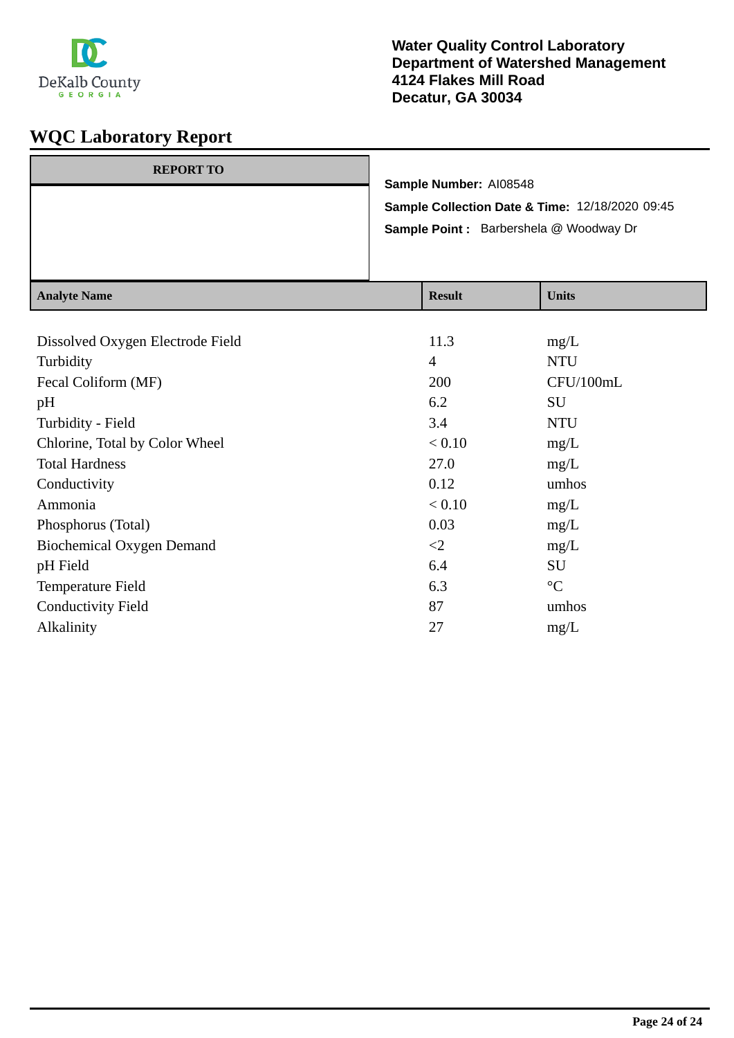DeKalb County
GEORGIA

**Water Quality Control Laboratory**
**Department of Watershed Management**
**4124 Flakes Mill Road**
**Decatur, GA 30034**

# WQC Laboratory Report

| REPORT TO |
|---|
| |

**Sample Number:** AI08548

**Sample Collection Date & Time:** 12/18/2020 09:45

**Sample Point :** Barbershela @ Woodway Dr

| Analyte Name | Result | Units |
|---|---|---|
| Dissolved Oxygen Electrode Field | 11.3 | mg/L |
| Turbidity | 4 | NTU |
| Fecal Coliform (MF) | 200 | CFU/100mL |
| pH | 6.2 | SU |
| Turbidity - Field | 3.4 | NTU |
| Chlorine, Total by Color Wheel | < 0.10 | mg/L |
| Total Hardness | 27.0 | mg/L |
| Conductivity | 0.12 | umhos |
| Ammonia | < 0.10 | mg/L |
| Phosphorus (Total) | 0.03 | mg/L |
| Biochemical Oxygen Demand | <2 | mg/L |
| pH Field | 6.4 | SU |
| Temperature Field | 6.3 | °C |
| Conductivity Field | 87 | umhos |
| Alkalinity | 27 | mg/L |